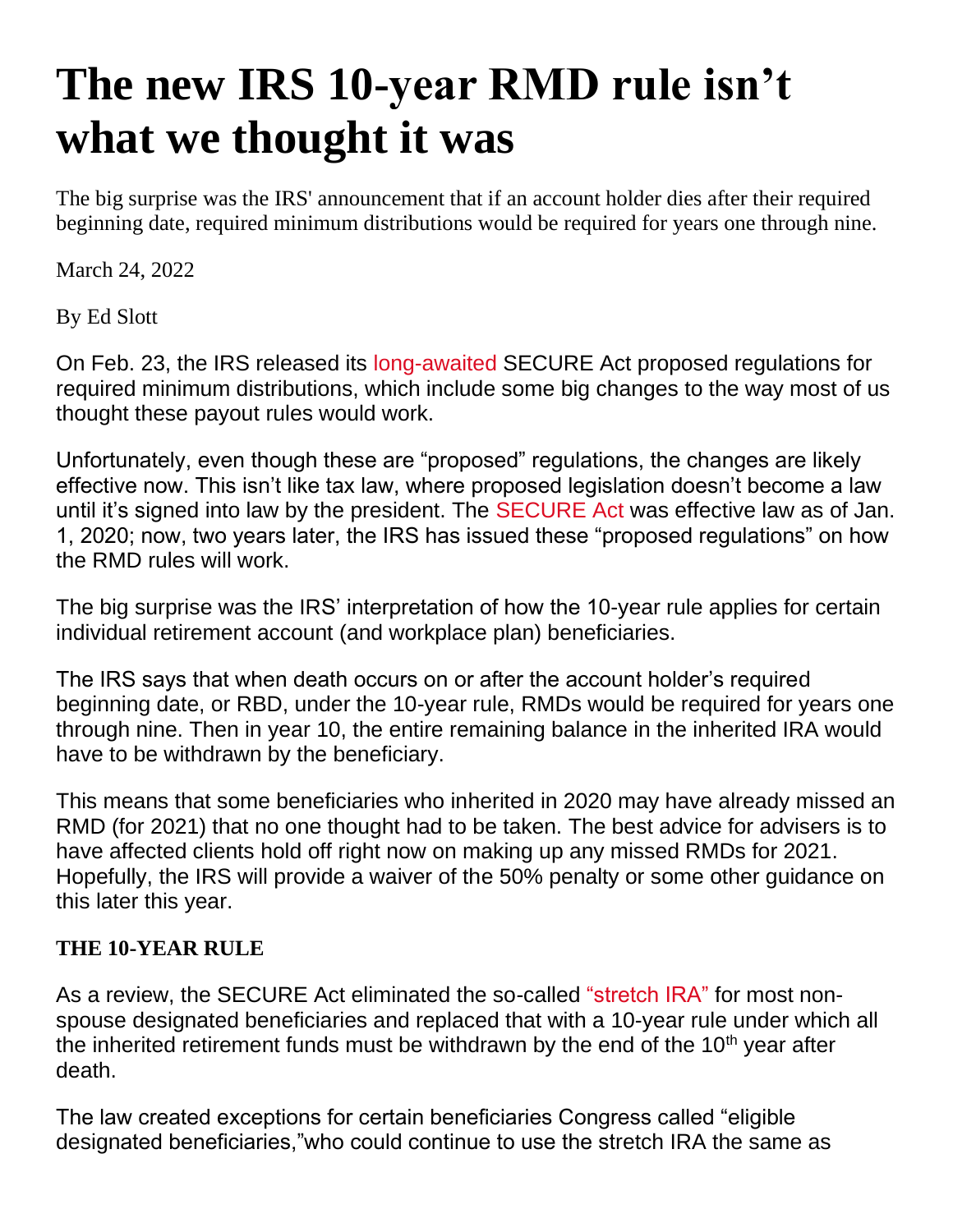# The new IRS 10-year RMD rule isn't what we thought it was

The big surprise was the IRS' announcement that if an account holder dies after their required beginning date, required minimum distributions would be required for years one through nine.

March 24, 2022

By Ed Slott

On Feb. 23, the IRS released its long-awaited SECURE Act proposed regulations for required minimum distributions, which include some big changes to the way most of us thought these payout rules would work.

Unfortunately, even though these are "proposed" regulations, the changes are likely effective now. This isn't like tax law, where proposed legislation doesn't become a law until it's signed into law by the president. The SECURE Act was effective law as of Jan. 1, 2020; now, two years later, the IRS has issued these "proposed regulations" on how the RMD rules will work.

The big surprise was the IRS' interpretation of how the 10-year rule applies for certain individual retirement account (and workplace plan) beneficiaries.

The IRS says that when death occurs on or after the account holder's required beginning date, or RBD, under the 10-year rule, RMDs would be required for years one through nine. Then in year 10, the entire remaining balance in the inherited IRA would have to be withdrawn by the beneficiary.

This means that some beneficiaries who inherited in 2020 may have already missed an RMD (for 2021) that no one thought had to be taken. The best advice for advisers is to have affected clients hold off right now on making up any missed RMDs for 2021. Hopefully, the IRS will provide a waiver of the 50% penalty or some other guidance on this later this year.

**THE 10-YEAR RULE**

As a review, the SECURE Act eliminated the so-called "stretch IRA" for most non-spouse designated beneficiaries and replaced that with a 10-year rule under which all the inherited retirement funds must be withdrawn by the end of the 10th year after death.

The law created exceptions for certain beneficiaries Congress called "eligible designated beneficiaries,"who could continue to use the stretch IRA the same as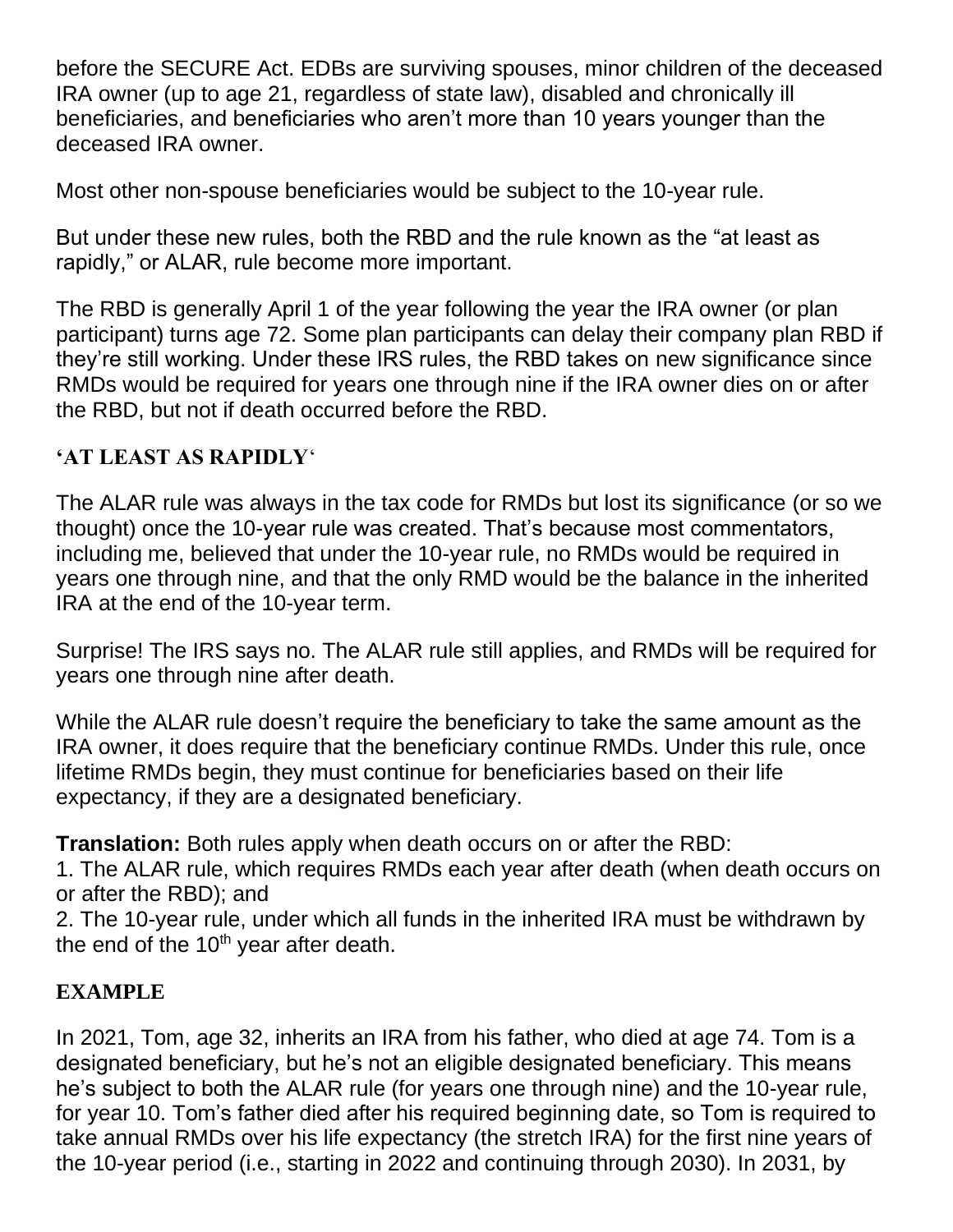before the SECURE Act. EDBs are surviving spouses, minor children of the deceased IRA owner (up to age 21, regardless of state law), disabled and chronically ill beneficiaries, and beneficiaries who aren't more than 10 years younger than the deceased IRA owner.

Most other non-spouse beneficiaries would be subject to the 10-year rule.

But under these new rules, both the RBD and the rule known as the "at least as rapidly," or ALAR, rule become more important.

The RBD is generally April 1 of the year following the year the IRA owner (or plan participant) turns age 72. Some plan participants can delay their company plan RBD if they're still working. Under these IRS rules, the RBD takes on new significance since RMDs would be required for years one through nine if the IRA owner dies on or after the RBD, but not if death occurred before the RBD.

## 'AT LEAST AS RAPIDLY'

The ALAR rule was always in the tax code for RMDs but lost its significance (or so we thought) once the 10-year rule was created. That's because most commentators, including me, believed that under the 10-year rule, no RMDs would be required in years one through nine, and that the only RMD would be the balance in the inherited IRA at the end of the 10-year term.

Surprise! The IRS says no. The ALAR rule still applies, and RMDs will be required for years one through nine after death.

While the ALAR rule doesn't require the beneficiary to take the same amount as the IRA owner, it does require that the beneficiary continue RMDs. Under this rule, once lifetime RMDs begin, they must continue for beneficiaries based on their life expectancy, if they are a designated beneficiary.

**Translation:** Both rules apply when death occurs on or after the RBD:
1. The ALAR rule, which requires RMDs each year after death (when death occurs on or after the RBD); and
2. The 10-year rule, under which all funds in the inherited IRA must be withdrawn by the end of the 10th year after death.

## EXAMPLE

In 2021, Tom, age 32, inherits an IRA from his father, who died at age 74. Tom is a designated beneficiary, but he's not an eligible designated beneficiary. This means he's subject to both the ALAR rule (for years one through nine) and the 10-year rule, for year 10. Tom's father died after his required beginning date, so Tom is required to take annual RMDs over his life expectancy (the stretch IRA) for the first nine years of the 10-year period (i.e., starting in 2022 and continuing through 2030). In 2031, by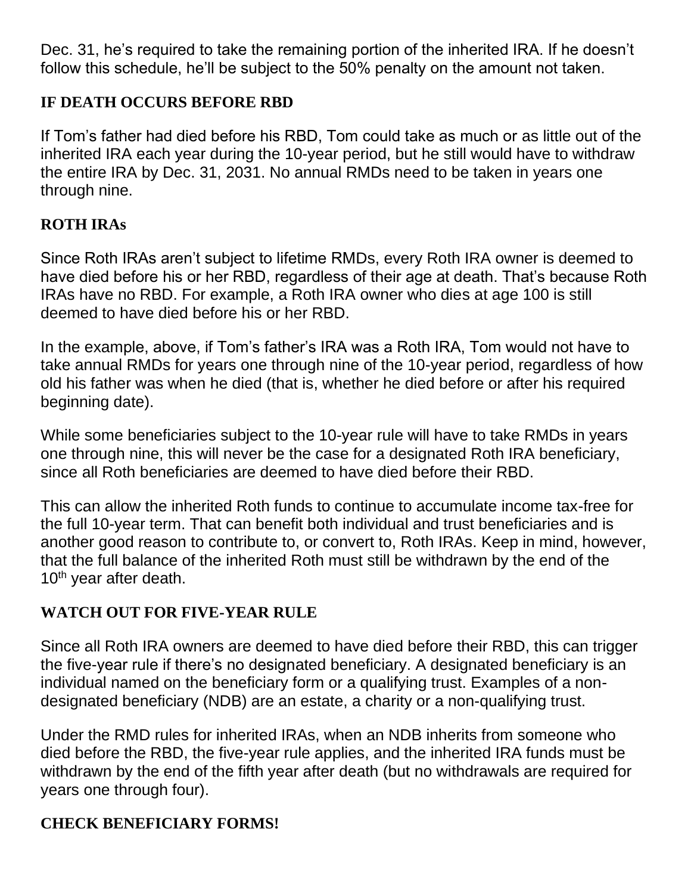Dec. 31, he's required to take the remaining portion of the inherited IRA. If he doesn't follow this schedule, he'll be subject to the 50% penalty on the amount not taken.

## IF DEATH OCCURS BEFORE RBD

If Tom's father had died before his RBD, Tom could take as much or as little out of the inherited IRA each year during the 10-year period, but he still would have to withdraw the entire IRA by Dec. 31, 2031. No annual RMDs need to be taken in years one through nine.

## ROTH IRAs

Since Roth IRAs aren't subject to lifetime RMDs, every Roth IRA owner is deemed to have died before his or her RBD, regardless of their age at death. That's because Roth IRAs have no RBD. For example, a Roth IRA owner who dies at age 100 is still deemed to have died before his or her RBD.

In the example, above, if Tom's father's IRA was a Roth IRA, Tom would not have to take annual RMDs for years one through nine of the 10-year period, regardless of how old his father was when he died (that is, whether he died before or after his required beginning date).

While some beneficiaries subject to the 10-year rule will have to take RMDs in years one through nine, this will never be the case for a designated Roth IRA beneficiary, since all Roth beneficiaries are deemed to have died before their RBD.

This can allow the inherited Roth funds to continue to accumulate income tax-free for the full 10-year term. That can benefit both individual and trust beneficiaries and is another good reason to contribute to, or convert to, Roth IRAs. Keep in mind, however, that the full balance of the inherited Roth must still be withdrawn by the end of the 10th year after death.

## WATCH OUT FOR FIVE-YEAR RULE

Since all Roth IRA owners are deemed to have died before their RBD, this can trigger the five-year rule if there's no designated beneficiary. A designated beneficiary is an individual named on the beneficiary form or a qualifying trust. Examples of a non-designated beneficiary (NDB) are an estate, a charity or a non-qualifying trust.

Under the RMD rules for inherited IRAs, when an NDB inherits from someone who died before the RBD, the five-year rule applies, and the inherited IRA funds must be withdrawn by the end of the fifth year after death (but no withdrawals are required for years one through four).

## CHECK BENEFICIARY FORMS!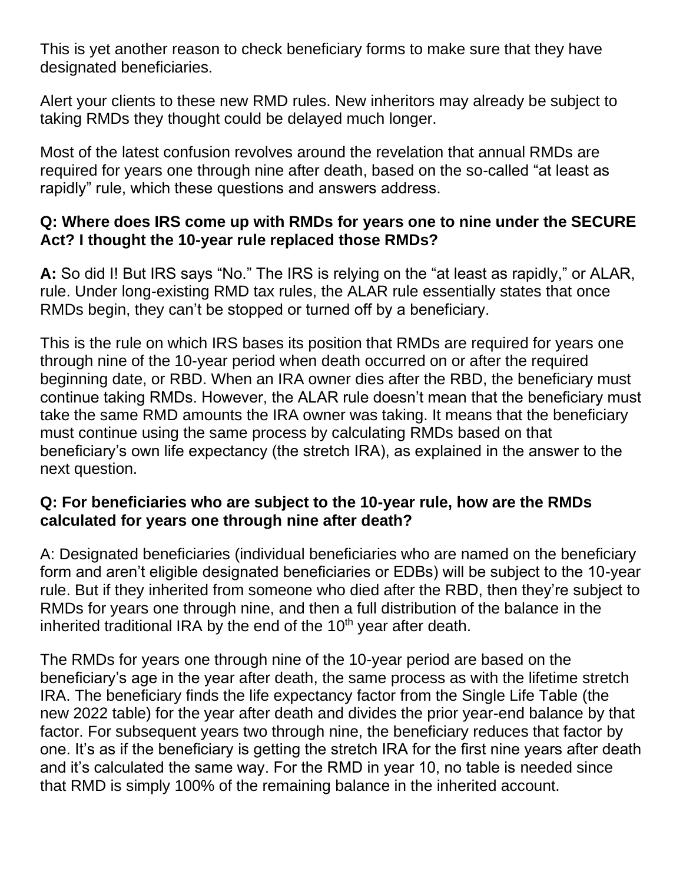This is yet another reason to check beneficiary forms to make sure that they have designated beneficiaries.

Alert your clients to these new RMD rules. New inheritors may already be subject to taking RMDs they thought could be delayed much longer.

Most of the latest confusion revolves around the revelation that annual RMDs are required for years one through nine after death, based on the so-called "at least as rapidly" rule, which these questions and answers address.

**Q: Where does IRS come up with RMDs for years one to nine under the SECURE Act? I thought the 10-year rule replaced those RMDs?**

**A:** So did I! But IRS says "No." The IRS is relying on the "at least as rapidly," or ALAR, rule. Under long-existing RMD tax rules, the ALAR rule essentially states that once RMDs begin, they can't be stopped or turned off by a beneficiary.

This is the rule on which IRS bases its position that RMDs are required for years one through nine of the 10-year period when death occurred on or after the required beginning date, or RBD. When an IRA owner dies after the RBD, the beneficiary must continue taking RMDs. However, the ALAR rule doesn't mean that the beneficiary must take the same RMD amounts the IRA owner was taking. It means that the beneficiary must continue using the same process by calculating RMDs based on that beneficiary's own life expectancy (the stretch IRA), as explained in the answer to the next question.

**Q: For beneficiaries who are subject to the 10-year rule, how are the RMDs calculated for years one through nine after death?**

A: Designated beneficiaries (individual beneficiaries who are named on the beneficiary form and aren't eligible designated beneficiaries or EDBs) will be subject to the 10-year rule. But if they inherited from someone who died after the RBD, then they're subject to RMDs for years one through nine, and then a full distribution of the balance in the inherited traditional IRA by the end of the 10th year after death.

The RMDs for years one through nine of the 10-year period are based on the beneficiary's age in the year after death, the same process as with the lifetime stretch IRA. The beneficiary finds the life expectancy factor from the Single Life Table (the new 2022 table) for the year after death and divides the prior year-end balance by that factor. For subsequent years two through nine, the beneficiary reduces that factor by one. It's as if the beneficiary is getting the stretch IRA for the first nine years after death and it's calculated the same way. For the RMD in year 10, no table is needed since that RMD is simply 100% of the remaining balance in the inherited account.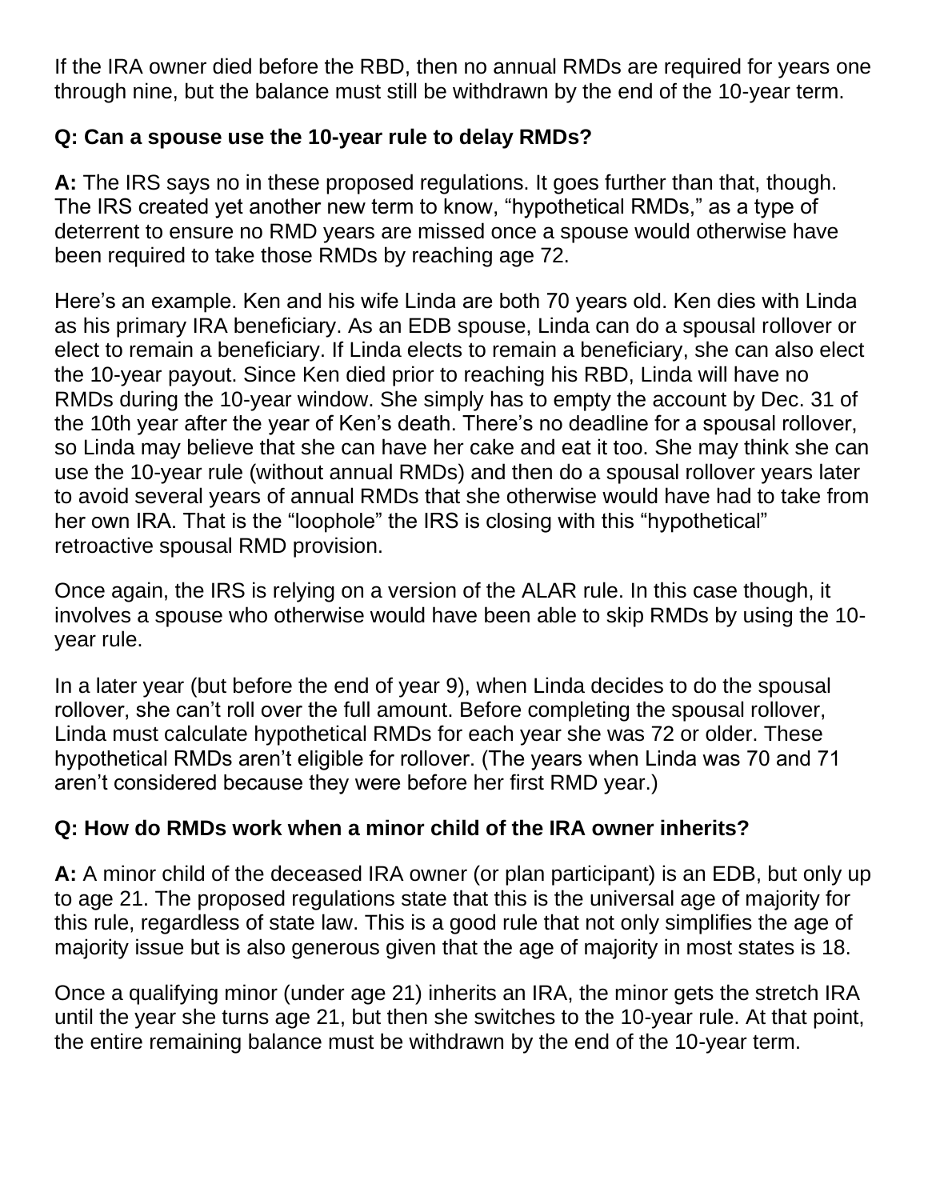If the IRA owner died before the RBD, then no annual RMDs are required for years one through nine, but the balance must still be withdrawn by the end of the 10-year term.

**Q: Can a spouse use the 10-year rule to delay RMDs?**

**A:** The IRS says no in these proposed regulations. It goes further than that, though. The IRS created yet another new term to know, "hypothetical RMDs," as a type of deterrent to ensure no RMD years are missed once a spouse would otherwise have been required to take those RMDs by reaching age 72.

Here's an example. Ken and his wife Linda are both 70 years old. Ken dies with Linda as his primary IRA beneficiary. As an EDB spouse, Linda can do a spousal rollover or elect to remain a beneficiary. If Linda elects to remain a beneficiary, she can also elect the 10-year payout. Since Ken died prior to reaching his RBD, Linda will have no RMDs during the 10-year window. She simply has to empty the account by Dec. 31 of the 10th year after the year of Ken's death. There's no deadline for a spousal rollover, so Linda may believe that she can have her cake and eat it too. She may think she can use the 10-year rule (without annual RMDs) and then do a spousal rollover years later to avoid several years of annual RMDs that she otherwise would have had to take from her own IRA. That is the "loophole" the IRS is closing with this "hypothetical" retroactive spousal RMD provision.

Once again, the IRS is relying on a version of the ALAR rule. In this case though, it involves a spouse who otherwise would have been able to skip RMDs by using the 10-year rule.

In a later year (but before the end of year 9), when Linda decides to do the spousal rollover, she can't roll over the full amount. Before completing the spousal rollover, Linda must calculate hypothetical RMDs for each year she was 72 or older. These hypothetical RMDs aren't eligible for rollover. (The years when Linda was 70 and 71 aren't considered because they were before her first RMD year.)

**Q: How do RMDs work when a minor child of the IRA owner inherits?**

**A:** A minor child of the deceased IRA owner (or plan participant) is an EDB, but only up to age 21. The proposed regulations state that this is the universal age of majority for this rule, regardless of state law. This is a good rule that not only simplifies the age of majority issue but is also generous given that the age of majority in most states is 18.

Once a qualifying minor (under age 21) inherits an IRA, the minor gets the stretch IRA until the year she turns age 21, but then she switches to the 10-year rule. At that point, the entire remaining balance must be withdrawn by the end of the 10-year term.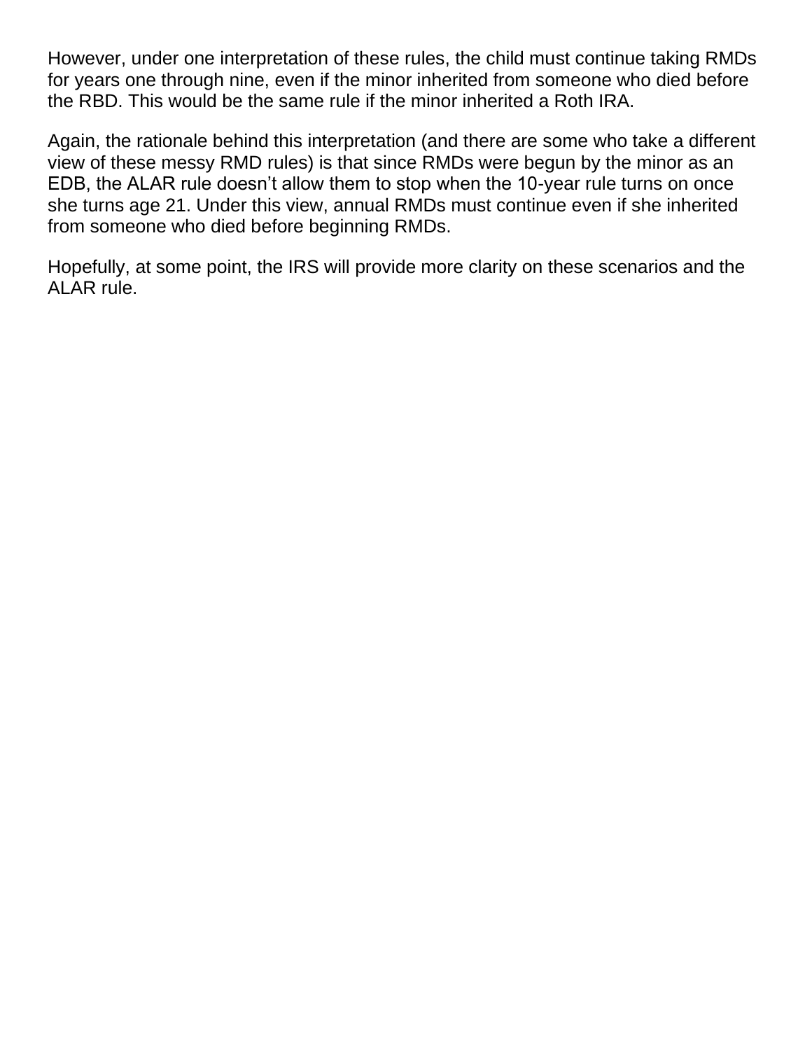However, under one interpretation of these rules, the child must continue taking RMDs for years one through nine, even if the minor inherited from someone who died before the RBD. This would be the same rule if the minor inherited a Roth IRA.

Again, the rationale behind this interpretation (and there are some who take a different view of these messy RMD rules) is that since RMDs were begun by the minor as an EDB, the ALAR rule doesn't allow them to stop when the 10-year rule turns on once she turns age 21. Under this view, annual RMDs must continue even if she inherited from someone who died before beginning RMDs.

Hopefully, at some point, the IRS will provide more clarity on these scenarios and the ALAR rule.